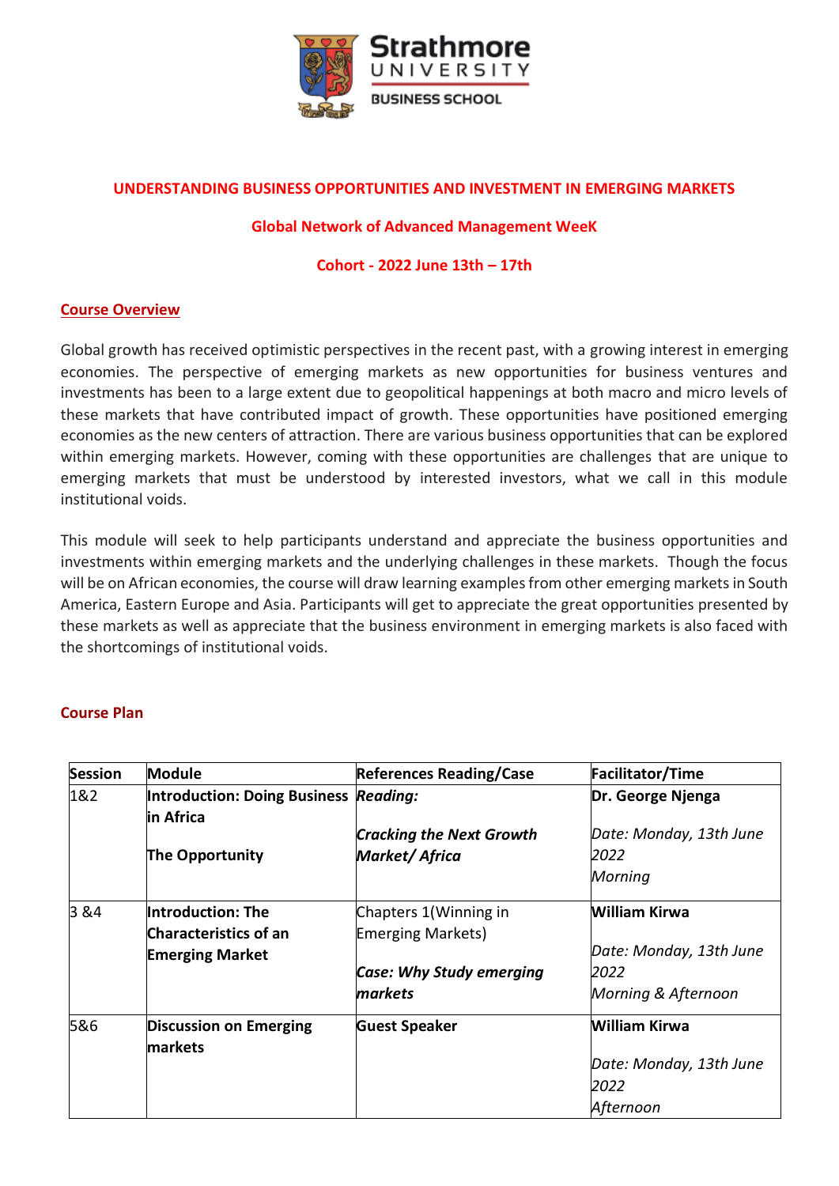Strathmore UNIVERSITY BUSINESS SCHOOL

# UNDERSTANDING BUSINESS OPPORTUNITIES AND INVESTMENT IN EMERGING MARKETS

## Global Network of Advanced Management WeeK

## Cohort - 2022 June 13th – 17th

### Course Overview

Global growth has received optimistic perspectives in the recent past, with a growing interest in emerging economies. The perspective of emerging markets as new opportunities for business ventures and investments has been to a large extent due to geopolitical happenings at both macro and micro levels of these markets that have contributed impact of growth. These opportunities have positioned emerging economies as the new centers of attraction. There are various business opportunities that can be explored within emerging markets. However, coming with these opportunities are challenges that are unique to emerging markets that must be understood by interested investors, what we call in this module institutional voids.

This module will seek to help participants understand and appreciate the business opportunities and investments within emerging markets and the underlying challenges in these markets. Though the focus will be on African economies, the course will draw learning examples from other emerging markets in South America, Eastern Europe and Asia. Participants will get to appreciate the great opportunities presented by these markets as well as appreciate that the business environment in emerging markets is also faced with the shortcomings of institutional voids.

### Course Plan

| Session | Module | References Reading/Case | Facilitator/Time |
|---|---|---|---|
| 1&2 | **Introduction: Doing Business in Africa**<br><br>**The Opportunity** | ***Reading:***<br><br>***Cracking the Next Growth Market/ Africa*** | **Dr. George Njenga**<br><br>*Date: Monday, 13th June 2022*<br>*Morning* |
| 3 &4 | **Introduction: The Characteristics of an Emerging Market** | Chapters 1(Winning in Emerging Markets)<br><br>***Case: Why Study emerging markets*** | **William Kirwa**<br><br>*Date: Monday, 13th June 2022*<br>*Morning & Afternoon* |
| 5&6 | **Discussion on Emerging markets** | **Guest Speaker** | **William Kirwa**<br><br>*Date: Monday, 13th June 2022*<br>*Afternoon* |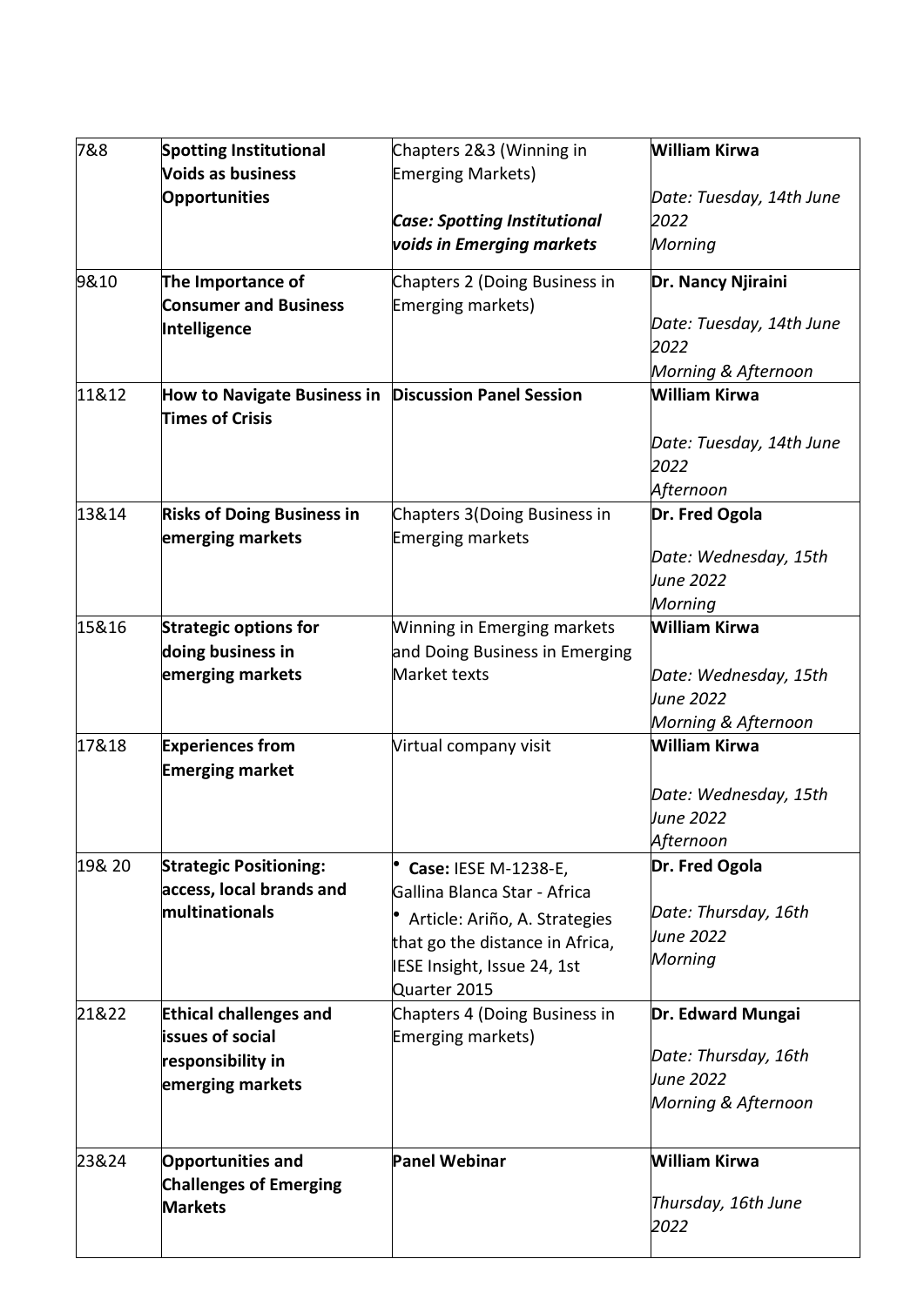| 7&8 | **Spotting Institutional Voids as business Opportunities** | Chapters 2&3 (Winning in Emerging Markets)<br><br>***Case: Spotting Institutional voids in Emerging markets*** | **William Kirwa**<br><br>*Date: Tuesday, 14th June 2022*<br>*Morning* |
|---|---|---|---|
| 9&10 | **The Importance of Consumer and Business Intelligence** | Chapters 2 (Doing Business in Emerging markets) | **Dr. Nancy Njiraini**<br><br>*Date: Tuesday, 14th June 2022*<br>*Morning & Afternoon* |
| 11&12 | **How to Navigate Business in Times of Crisis** | **Discussion Panel Session** | **William Kirwa**<br><br>*Date: Tuesday, 14th June 2022*<br>*Afternoon* |
| 13&14 | **Risks of Doing Business in emerging markets** | Chapters 3(Doing Business in Emerging markets | **Dr. Fred Ogola**<br><br>*Date: Wednesday, 15th June 2022*<br>*Morning* |
| 15&16 | **Strategic options for doing business in emerging markets** | Winning in Emerging markets and Doing Business in Emerging Market texts | **William Kirwa**<br><br>*Date: Wednesday, 15th June 2022*<br>*Morning & Afternoon* |
| 17&18 | **Experiences from Emerging market** | Virtual company visit | **William Kirwa**<br><br>*Date: Wednesday, 15th June 2022*<br>*Afternoon* |
| 19& 20 | **Strategic Positioning: access, local brands and multinationals** | • **Case:** IESE M-1238-E, Gallina Blanca Star - Africa<br>• Article: Ariño, A. Strategies that go the distance in Africa, IESE Insight, Issue 24, 1st Quarter 2015 | **Dr. Fred Ogola**<br><br>*Date: Thursday, 16th June 2022*<br>*Morning* |
| 21&22 | **Ethical challenges and issues of social responsibility in emerging markets** | Chapters 4 (Doing Business in Emerging markets) | **Dr. Edward Mungai**<br><br>*Date: Thursday, 16th June 2022*<br>*Morning & Afternoon* |
| 23&24 | **Opportunities and Challenges of Emerging Markets** | **Panel Webinar** | **William Kirwa**<br><br>*Thursday, 16th June 2022* |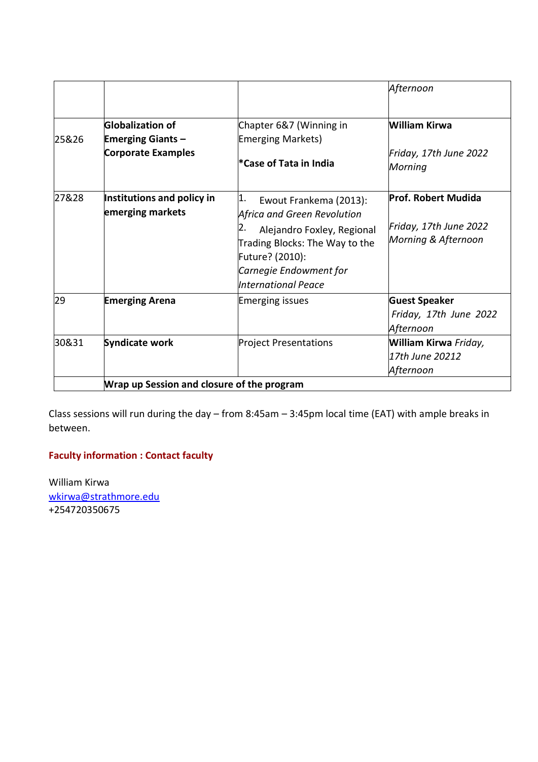| | | | |
|---|---|---|---|
| | | | *Afternoon* |
| 25&26 | **Globalization of Emerging Giants – Corporate Examples** | Chapter 6&7 (Winning in Emerging Markets)<br><br>**\*Case of Tata in India** | **William Kirwa**<br><br>*Friday, 17th June 2022 Morning* |
| 27&28 | **Institutions and policy in emerging markets** | 1. Ewout Frankema (2013): *Africa and Green Revolution*<br>2. Alejandro Foxley, Regional Trading Blocks: The Way to the Future? (2010): *Carnegie Endowment for International Peace* | **Prof. Robert Mudida**<br><br>*Friday, 17th June 2022 Morning & Afternoon* |
| 29 | **Emerging Arena** | Emerging issues | **Guest Speaker**<br>*Friday, 17th June 2022 Afternoon* |
| 30&31 | **Syndicate work** | Project Presentations | **William Kirwa** *Friday, 17th June 20212 Afternoon* |
| | **Wrap up Session and closure of the program** | | |

Class sessions will run during the day – from 8:45am – 3:45pm local time (EAT) with ample breaks in between.

**Faculty information : Contact faculty**

William Kirwa
wkirwa@strathmore.edu
+254720350675